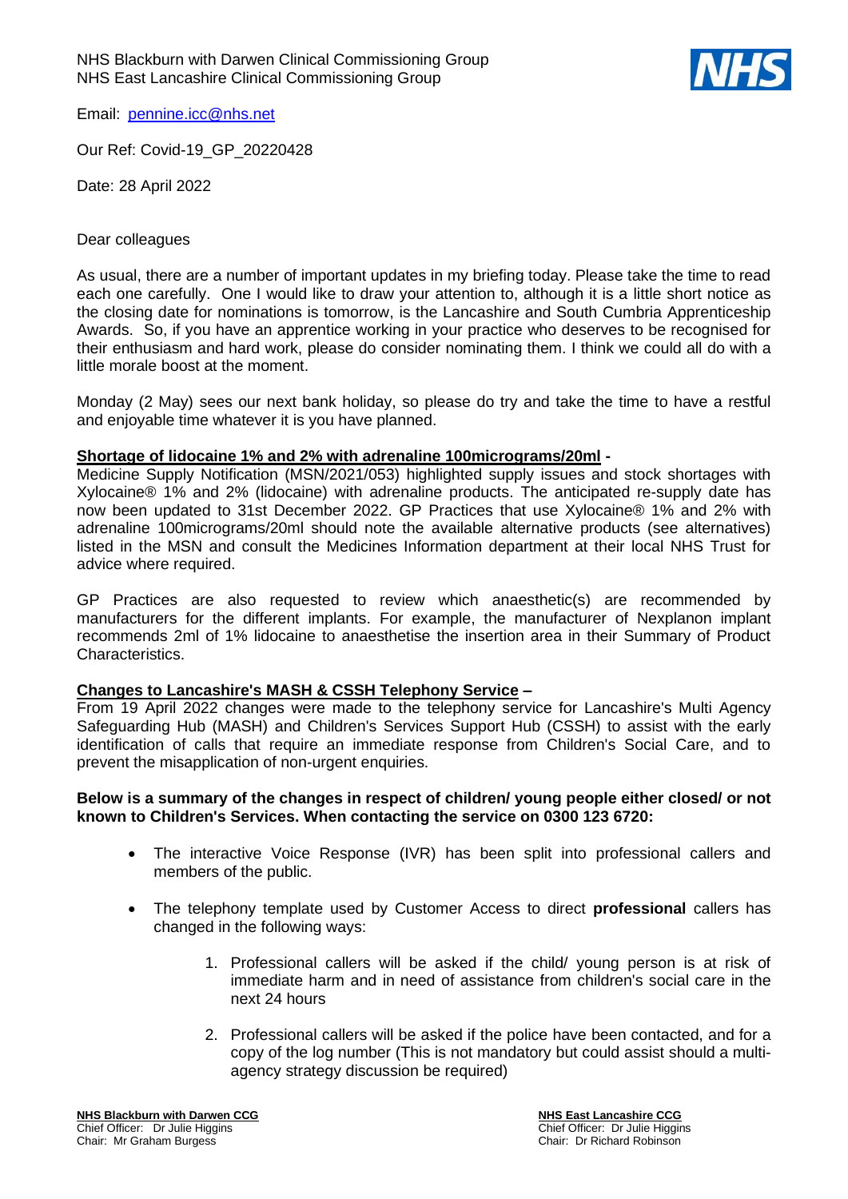NHS Blackburn with Darwen Clinical Commissioning Group
NHS East Lancashire Clinical Commissioning Group

Email: [pennine.icc@nhs.net](mailto:pennine.icc@nhs.net)

Our Ref: Covid-19_GP_20220428

Date: 28 April 2022

Dear colleagues

As usual, there are a number of important updates in my briefing today. Please take the time to read each one carefully. One I would like to draw your attention to, although it is a little short notice as the closing date for nominations is tomorrow, is the Lancashire and South Cumbria Apprenticeship Awards. So, if you have an apprentice working in your practice who deserves to be recognised for their enthusiasm and hard work, please do consider nominating them. I think we could all do with a little morale boost at the moment.

Monday (2 May) sees our next bank holiday, so please do try and take the time to have a restful and enjoyable time whatever it is you have planned.

**Shortage of lidocaine 1% and 2% with adrenaline 100micrograms/20ml -**

Medicine Supply Notification (MSN/2021/053) highlighted supply issues and stock shortages with Xylocaine® 1% and 2% (lidocaine) with adrenaline products. The anticipated re-supply date has now been updated to 31st December 2022. GP Practices that use Xylocaine® 1% and 2% with adrenaline 100micrograms/20ml should note the available alternative products (see alternatives) listed in the MSN and consult the Medicines Information department at their local NHS Trust for advice where required.

GP Practices are also requested to review which anaesthetic(s) are recommended by manufacturers for the different implants. For example, the manufacturer of Nexplanon implant recommends 2ml of 1% lidocaine to anaesthetise the insertion area in their Summary of Product Characteristics.

**Changes to Lancashire's MASH & CSSH Telephony Service –**

From 19 April 2022 changes were made to the telephony service for Lancashire's Multi Agency Safeguarding Hub (MASH) and Children's Services Support Hub (CSSH) to assist with the early identification of calls that require an immediate response from Children's Social Care, and to prevent the misapplication of non-urgent enquiries.

**Below is a summary of the changes in respect of children/ young people either closed/ or not known to Children's Services. When contacting the service on 0300 123 6720:**

- The interactive Voice Response (IVR) has been split into professional callers and members of the public.
- The telephony template used by Customer Access to direct **professional** callers has changed in the following ways:
    1. Professional callers will be asked if the child/ young person is at risk of immediate harm and in need of assistance from children's social care in the next 24 hours
    2. Professional callers will be asked if the police have been contacted, and for a copy of the log number (This is not mandatory but could assist should a multi-agency strategy discussion be required)

**NHS Blackburn with Darwen CCG**
Chief Officer: Dr Julie Higgins
Chair: Mr Graham Burgess

**NHS East Lancashire CCG**
Chief Officer: Dr Julie Higgins
Chair: Dr Richard Robinson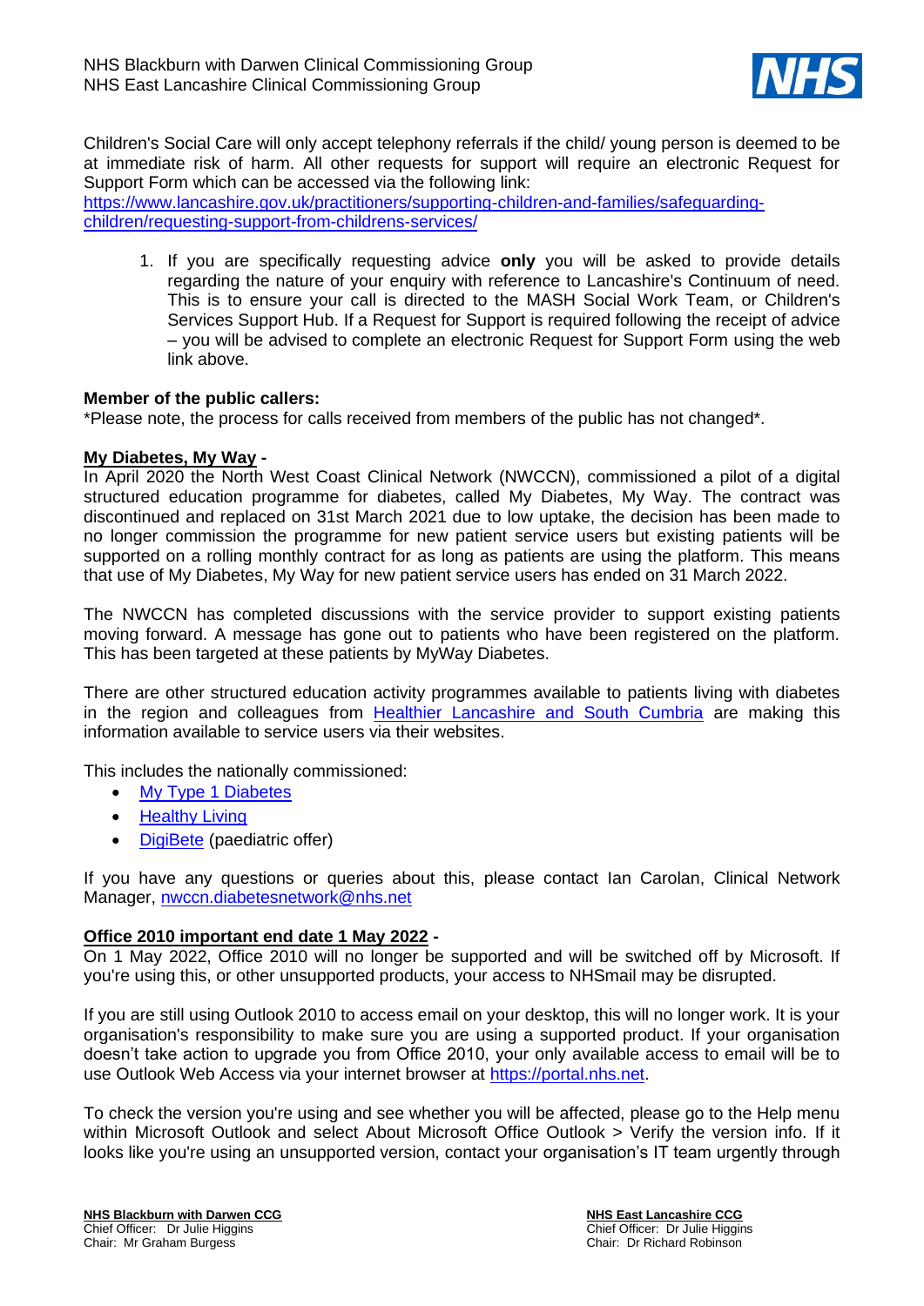Children's Social Care will only accept telephony referrals if the child/ young person is deemed to be at immediate risk of harm. All other requests for support will require an electronic Request for Support Form which can be accessed via the following link:
[https://www.lancashire.gov.uk/practitioners/supporting-children-and-families/safeguarding-children/requesting-support-from-childrens-services/](https://www.lancashire.gov.uk/practitioners/supporting-children-and-families/safeguarding-children/requesting-support-from-childrens-services/)

1. If you are specifically requesting advice **only** you will be asked to provide details regarding the nature of your enquiry with reference to Lancashire's Continuum of need. This is to ensure your call is directed to the MASH Social Work Team, or Children's Services Support Hub. If a Request for Support is required following the receipt of advice – you will be advised to complete an electronic Request for Support Form using the web link above.

**Member of the public callers:**
*Please note, the process for calls received from members of the public has not changed*.

**My Diabetes, My Way -**
In April 2020 the North West Coast Clinical Network (NWCCN), commissioned a pilot of a digital structured education programme for diabetes, called My Diabetes, My Way. The contract was discontinued and replaced on 31st March 2021 due to low uptake, the decision has been made to no longer commission the programme for new patient service users but existing patients will be supported on a rolling monthly contract for as long as patients are using the platform. This means that use of My Diabetes, My Way for new patient service users has ended on 31 March 2022.

The NWCCN has completed discussions with the service provider to support existing patients moving forward. A message has gone out to patients who have been registered on the platform. This has been targeted at these patients by MyWay Diabetes.

There are other structured education activity programmes available to patients living with diabetes in the region and colleagues from Healthier Lancashire and South Cumbria are making this information available to service users via their websites.

This includes the nationally commissioned:

- My Type 1 Diabetes
- Healthy Living
- DigiBete (paediatric offer)

If you have any questions or queries about this, please contact Ian Carolan, Clinical Network Manager, nwccn.diabetesnetwork@nhs.net

**Office 2010 important end date 1 May 2022 -**
On 1 May 2022, Office 2010 will no longer be supported and will be switched off by Microsoft. If you're using this, or other unsupported products, your access to NHSmail may be disrupted.

If you are still using Outlook 2010 to access email on your desktop, this will no longer work. It is your organisation's responsibility to make sure you are using a supported product. If your organisation doesn't take action to upgrade you from Office 2010, your only available access to email will be to use Outlook Web Access via your internet browser at [https://portal.nhs.net](https://portal.nhs.net).

To check the version you're using and see whether you will be affected, please go to the Help menu within Microsoft Outlook and select About Microsoft Office Outlook > Verify the version info. If it looks like you're using an unsupported version, contact your organisation's IT team urgently through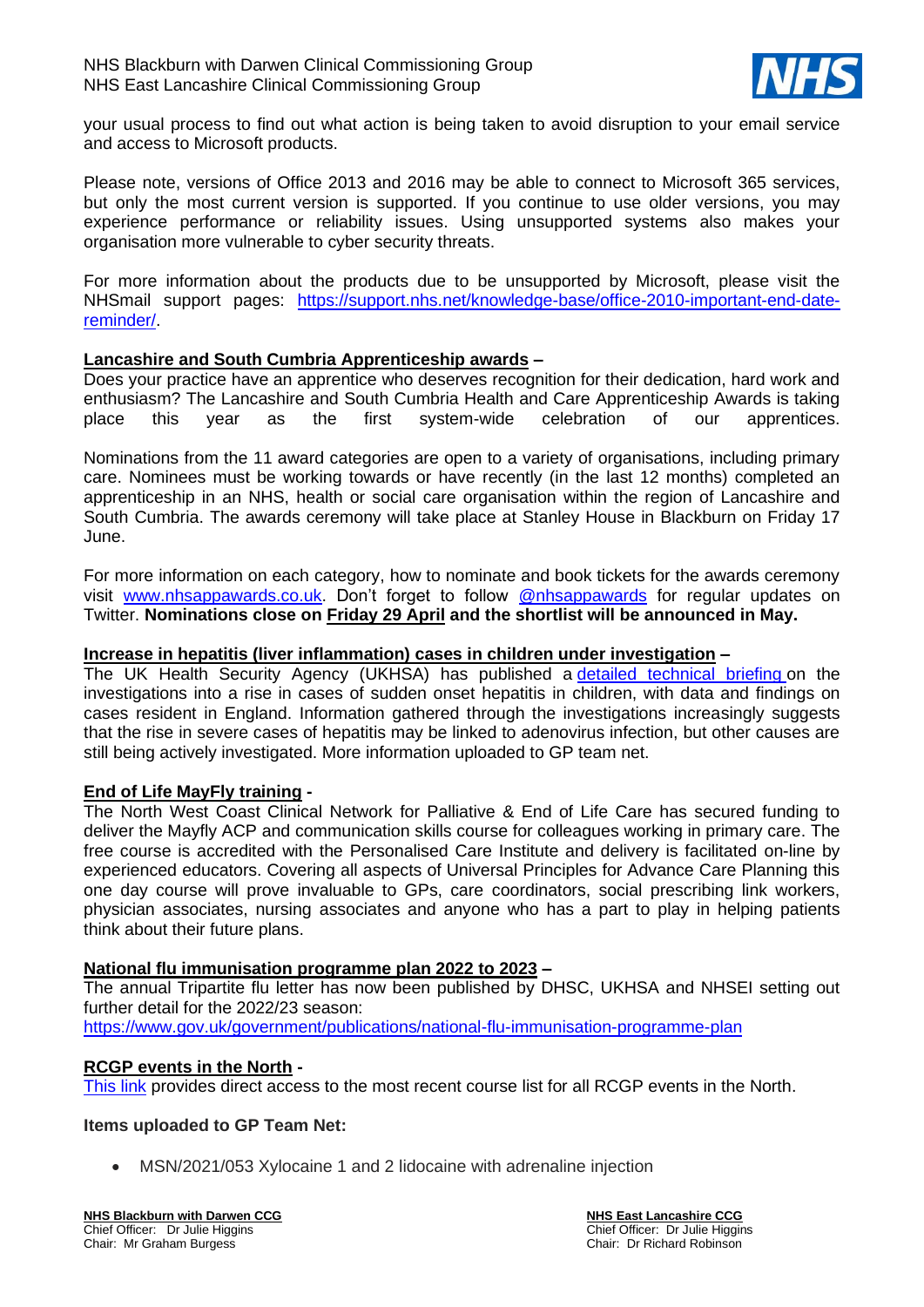your usual process to find out what action is being taken to avoid disruption to your email service and access to Microsoft products.

Please note, versions of Office 2013 and 2016 may be able to connect to Microsoft 365 services, but only the most current version is supported. If you continue to use older versions, you may experience performance or reliability issues. Using unsupported systems also makes your organisation more vulnerable to cyber security threats.

For more information about the products due to be unsupported by Microsoft, please visit the NHSmail support pages: [https://support.nhs.net/knowledge-base/office-2010-important-end-date-reminder/](https://support.nhs.net/knowledge-base/office-2010-important-end-date-reminder/).

**Lancashire and South Cumbria Apprenticeship awards –**
Does your practice have an apprentice who deserves recognition for their dedication, hard work and enthusiasm? The Lancashire and South Cumbria Health and Care Apprenticeship Awards is taking place this year as the first system-wide celebration of our apprentices.

Nominations from the 11 award categories are open to a variety of organisations, including primary care. Nominees must be working towards or have recently (in the last 12 months) completed an apprenticeship in an NHS, health or social care organisation within the region of Lancashire and South Cumbria. The awards ceremony will take place at Stanley House in Blackburn on Friday 17 June.

For more information on each category, how to nominate and book tickets for the awards ceremony visit [www.nhsappawards.co.uk](www.nhsappawards.co.uk). Don't forget to follow [@nhsappawards](@nhsappawards) for regular updates on Twitter. **Nominations close on Friday 29 April and the shortlist will be announced in May.**

**Increase in hepatitis (liver inflammation) cases in children under investigation –**
The UK Health Security Agency (UKHSA) has published a detailed technical briefing on the investigations into a rise in cases of sudden onset hepatitis in children, with data and findings on cases resident in England. Information gathered through the investigations increasingly suggests that the rise in severe cases of hepatitis may be linked to adenovirus infection, but other causes are still being actively investigated. More information uploaded to GP team net.

**End of Life MayFly training -**
The North West Coast Clinical Network for Palliative & End of Life Care has secured funding to deliver the Mayfly ACP and communication skills course for colleagues working in primary care. The free course is accredited with the Personalised Care Institute and delivery is facilitated on-line by experienced educators. Covering all aspects of Universal Principles for Advance Care Planning this one day course will prove invaluable to GPs, care coordinators, social prescribing link workers, physician associates, nursing associates and anyone who has a part to play in helping patients think about their future plans.

**National flu immunisation programme plan 2022 to 2023 –**
The annual Tripartite flu letter has now been published by DHSC, UKHSA and NHSEI setting out further detail for the 2022/23 season:
[https://www.gov.uk/government/publications/national-flu-immunisation-programme-plan](https://www.gov.uk/government/publications/national-flu-immunisation-programme-plan)

**RCGP events in the North -**
This link provides direct access to the most recent course list for all RCGP events in the North.

**Items uploaded to GP Team Net:**

- MSN/2021/053 Xylocaine 1 and 2 lidocaine with adrenaline injection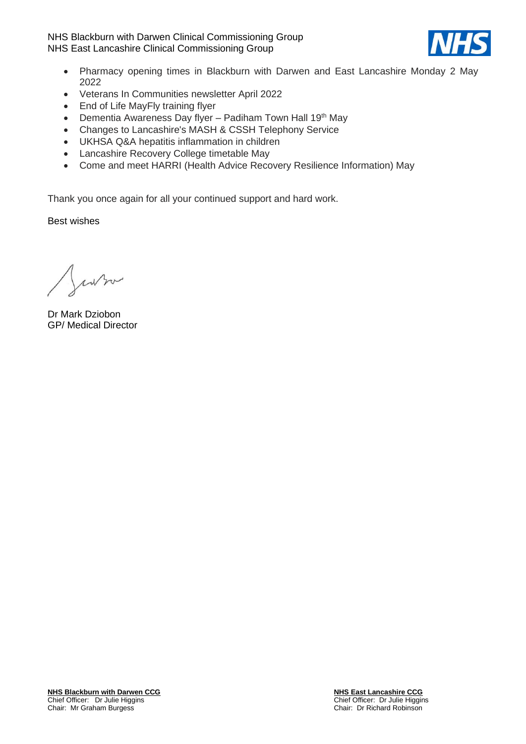- Pharmacy opening times in Blackburn with Darwen and East Lancashire Monday 2 May 2022
- Veterans In Communities newsletter April 2022
- End of Life MayFly training flyer
- Dementia Awareness Day flyer – Padiham Town Hall 19th May
- Changes to Lancashire's MASH & CSSH Telephony Service
- UKHSA Q&A hepatitis inflammation in children
- Lancashire Recovery College timetable May
- Come and meet HARRI (Health Advice Recovery Resilience Information) May

Thank you once again for all your continued support and hard work.

Best wishes

Dr Mark Dziobon
GP/ Medical Director